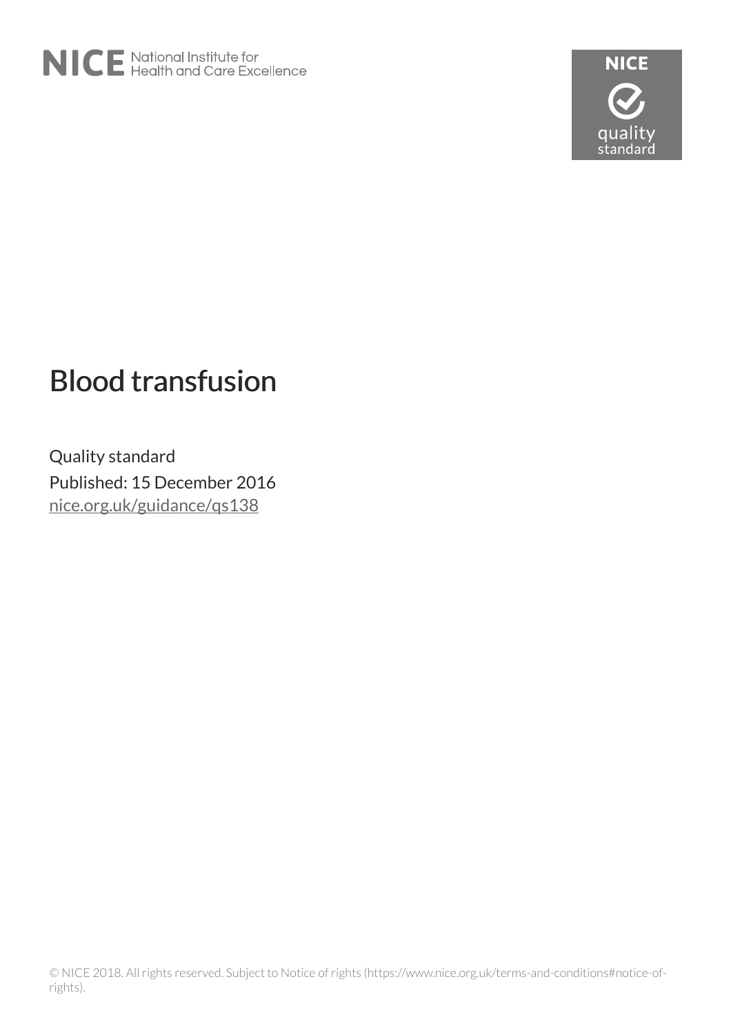# Blood transfusion

Quality standard

Published: 15 December 2016

nice.org.uk/guidance/qs138

© NICE 2018. All rights reserved. Subject to Notice of rights (https://www.nice.org.uk/terms-and-conditions#notice-of-rights).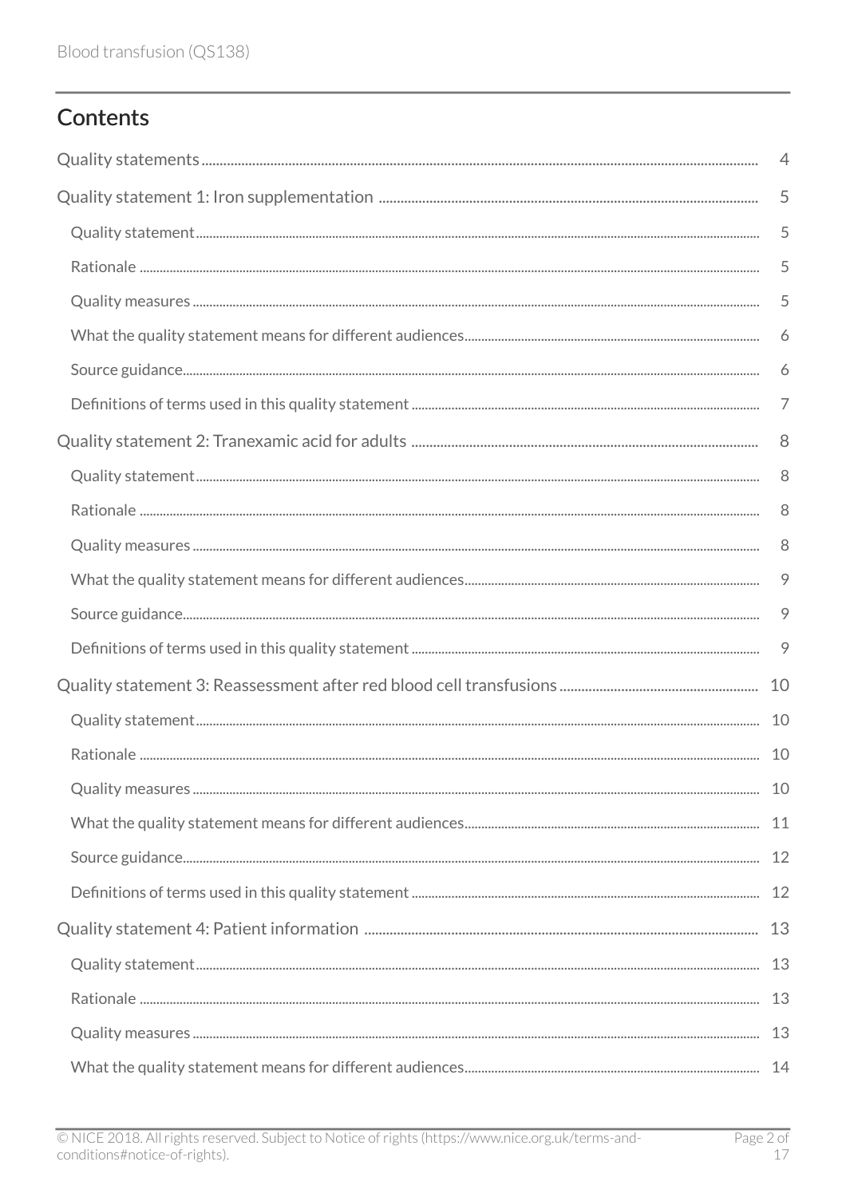## Contents

Quality statements ..... 4

Quality statement 1: Iron supplementation ..... 5

- Quality statement ..... 5
- Rationale ..... 5
- Quality measures ..... 5
- What the quality statement means for different audiences ..... 6
- Source guidance ..... 6
- Definitions of terms used in this quality statement ..... 7

Quality statement 2: Tranexamic acid for adults ..... 8

- Quality statement ..... 8
- Rationale ..... 8
- Quality measures ..... 8
- What the quality statement means for different audiences ..... 9
- Source guidance ..... 9
- Definitions of terms used in this quality statement ..... 9

Quality statement 3: Reassessment after red blood cell transfusions ..... 10

- Quality statement ..... 10
- Rationale ..... 10
- Quality measures ..... 10
- What the quality statement means for different audiences ..... 11
- Source guidance ..... 12
- Definitions of terms used in this quality statement ..... 12

Quality statement 4: Patient information ..... 13

- Quality statement ..... 13
- Rationale ..... 13
- Quality measures ..... 13
- What the quality statement means for different audiences ..... 14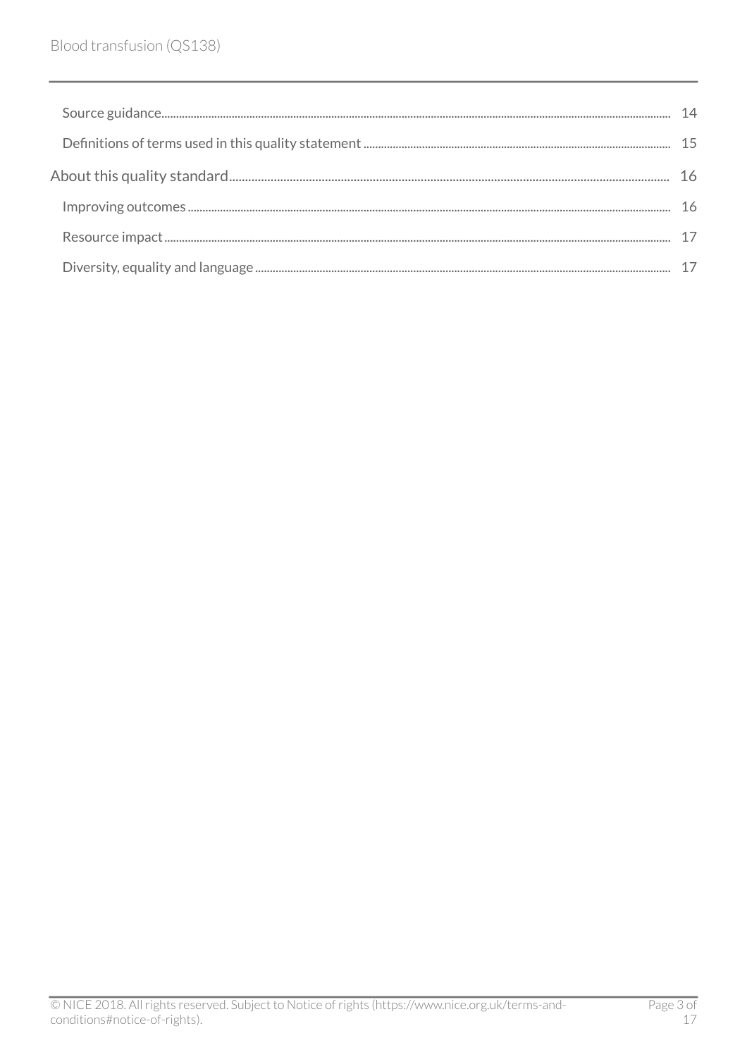Source guidance 14

Definitions of terms used in this quality statement 15

About this quality standard 16

Improving outcomes 16

Resource impact 17

Diversity, equality and language 17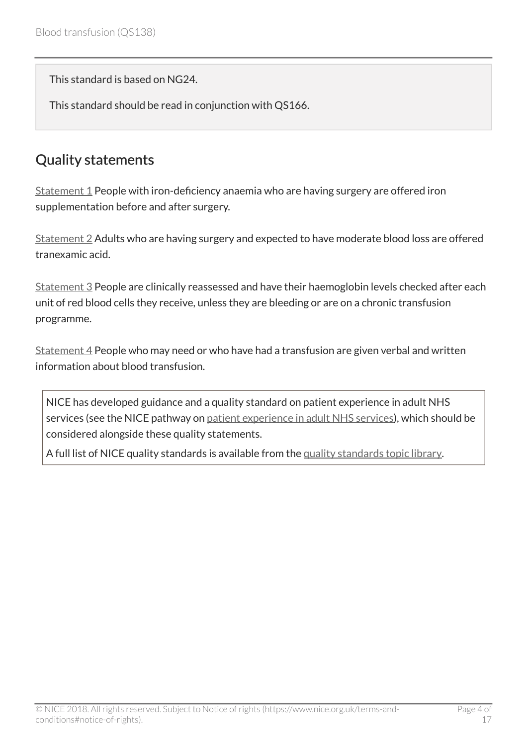This standard is based on NG24.

This standard should be read in conjunction with QS166.

## Quality statements

Statement 1 People with iron-deficiency anaemia who are having surgery are offered iron supplementation before and after surgery.

Statement 2 Adults who are having surgery and expected to have moderate blood loss are offered tranexamic acid.

Statement 3 People are clinically reassessed and have their haemoglobin levels checked after each unit of red blood cells they receive, unless they are bleeding or are on a chronic transfusion programme.

Statement 4 People who may need or who have had a transfusion are given verbal and written information about blood transfusion.

NICE has developed guidance and a quality standard on patient experience in adult NHS services (see the NICE pathway on patient experience in adult NHS services), which should be considered alongside these quality statements.

A full list of NICE quality standards is available from the quality standards topic library.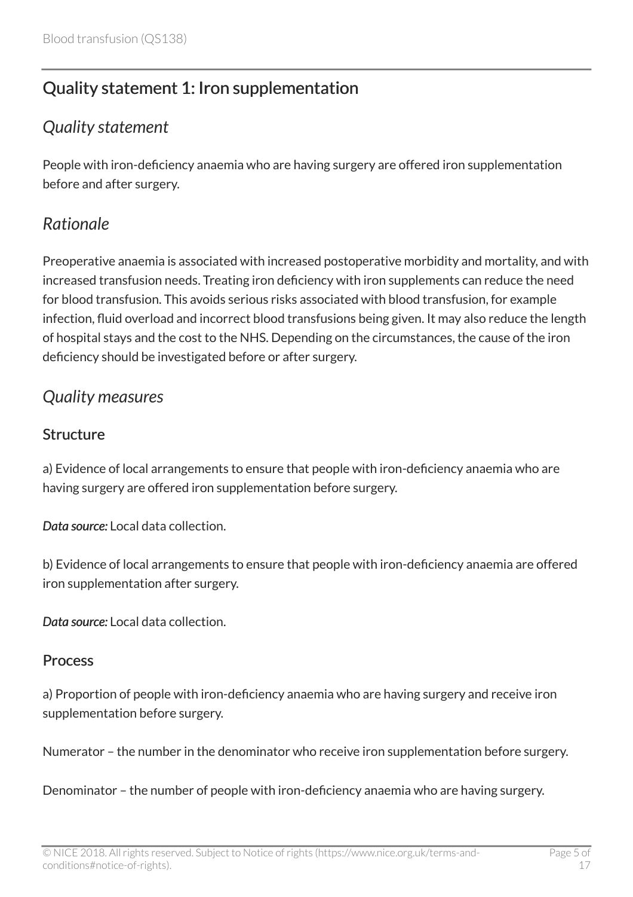## Quality statement 1: Iron supplementation

### *Quality statement*

People with iron-deficiency anaemia who are having surgery are offered iron supplementation before and after surgery.

### *Rationale*

Preoperative anaemia is associated with increased postoperative morbidity and mortality, and with increased transfusion needs. Treating iron deficiency with iron supplements can reduce the need for blood transfusion. This avoids serious risks associated with blood transfusion, for example infection, fluid overload and incorrect blood transfusions being given. It may also reduce the length of hospital stays and the cost to the NHS. Depending on the circumstances, the cause of the iron deficiency should be investigated before or after surgery.

### *Quality measures*

#### Structure

a) Evidence of local arrangements to ensure that people with iron-deficiency anaemia who are having surgery are offered iron supplementation before surgery.

***Data source:*** Local data collection.

b) Evidence of local arrangements to ensure that people with iron-deficiency anaemia are offered iron supplementation after surgery.

***Data source:*** Local data collection.

#### Process

a) Proportion of people with iron-deficiency anaemia who are having surgery and receive iron supplementation before surgery.

Numerator – the number in the denominator who receive iron supplementation before surgery.

Denominator – the number of people with iron-deficiency anaemia who are having surgery.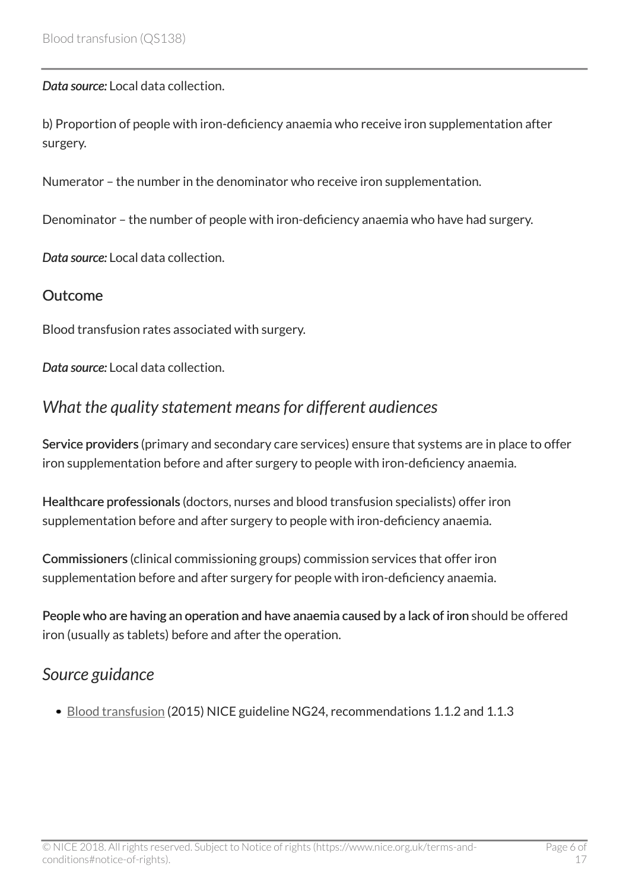*Data source:* Local data collection.

b) Proportion of people with iron-deficiency anaemia who receive iron supplementation after surgery.

Numerator – the number in the denominator who receive iron supplementation.

Denominator – the number of people with iron-deficiency anaemia who have had surgery.

*Data source:* Local data collection.

### Outcome

Blood transfusion rates associated with surgery.

*Data source:* Local data collection.

## *What the quality statement means for different audiences*

**Service providers** (primary and secondary care services) ensure that systems are in place to offer iron supplementation before and after surgery to people with iron-deficiency anaemia.

**Healthcare professionals** (doctors, nurses and blood transfusion specialists) offer iron supplementation before and after surgery to people with iron-deficiency anaemia.

**Commissioners** (clinical commissioning groups) commission services that offer iron supplementation before and after surgery for people with iron-deficiency anaemia.

**People who are having an operation and have anaemia caused by a lack of iron** should be offered iron (usually as tablets) before and after the operation.

## *Source guidance*

- Blood transfusion (2015) NICE guideline NG24, recommendations 1.1.2 and 1.1.3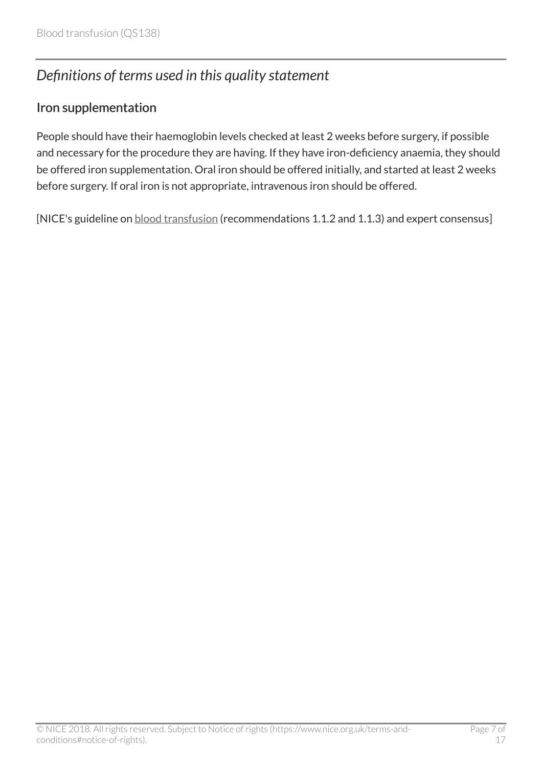## *Definitions of terms used in this quality statement*

### Iron supplementation

People should have their haemoglobin levels checked at least 2 weeks before surgery, if possible and necessary for the procedure they are having. If they have iron-deficiency anaemia, they should be offered iron supplementation. Oral iron should be offered initially, and started at least 2 weeks before surgery. If oral iron is not appropriate, intravenous iron should be offered.

[NICE's guideline on blood transfusion (recommendations 1.1.2 and 1.1.3) and expert consensus]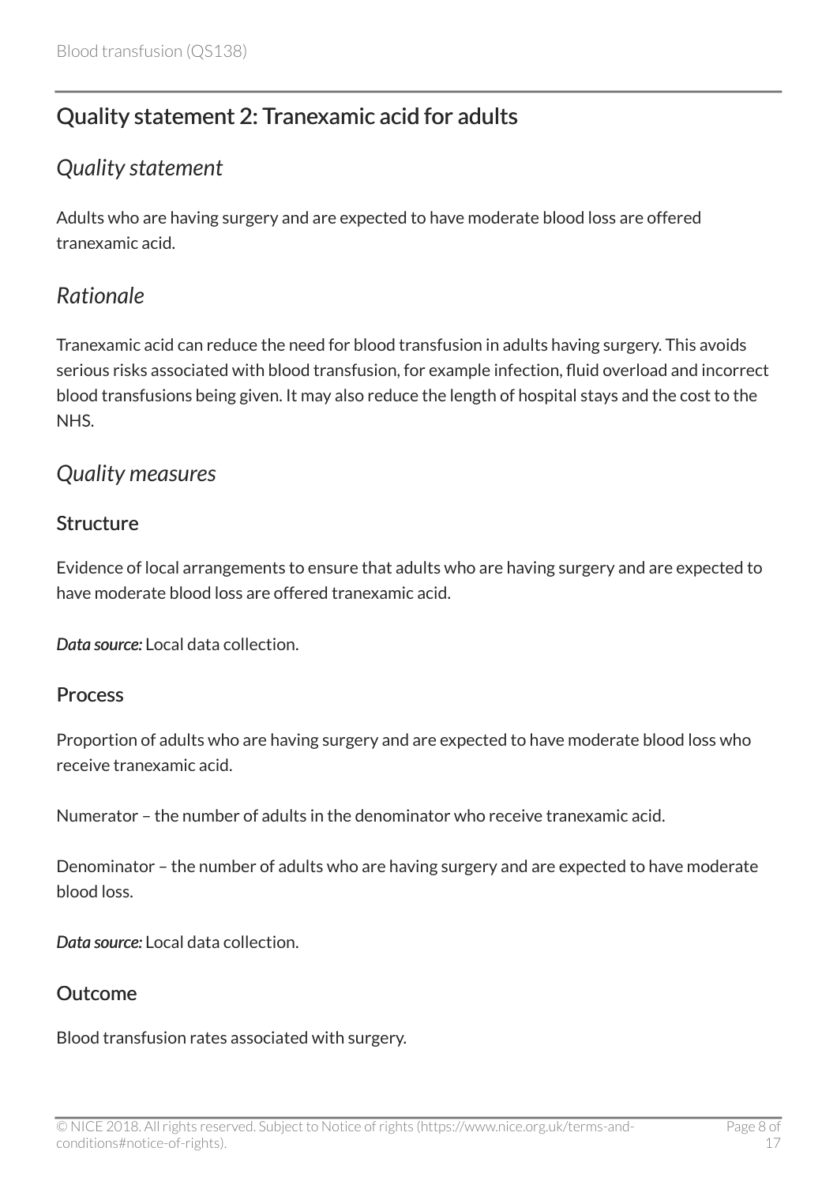## Quality statement 2: Tranexamic acid for adults

### *Quality statement*

Adults who are having surgery and are expected to have moderate blood loss are offered tranexamic acid.

### *Rationale*

Tranexamic acid can reduce the need for blood transfusion in adults having surgery. This avoids serious risks associated with blood transfusion, for example infection, fluid overload and incorrect blood transfusions being given. It may also reduce the length of hospital stays and the cost to the NHS.

### *Quality measures*

#### Structure

Evidence of local arrangements to ensure that adults who are having surgery and are expected to have moderate blood loss are offered tranexamic acid.

***Data source:*** Local data collection.

#### Process

Proportion of adults who are having surgery and are expected to have moderate blood loss who receive tranexamic acid.

Numerator – the number of adults in the denominator who receive tranexamic acid.

Denominator – the number of adults who are having surgery and are expected to have moderate blood loss.

***Data source:*** Local data collection.

#### Outcome

Blood transfusion rates associated with surgery.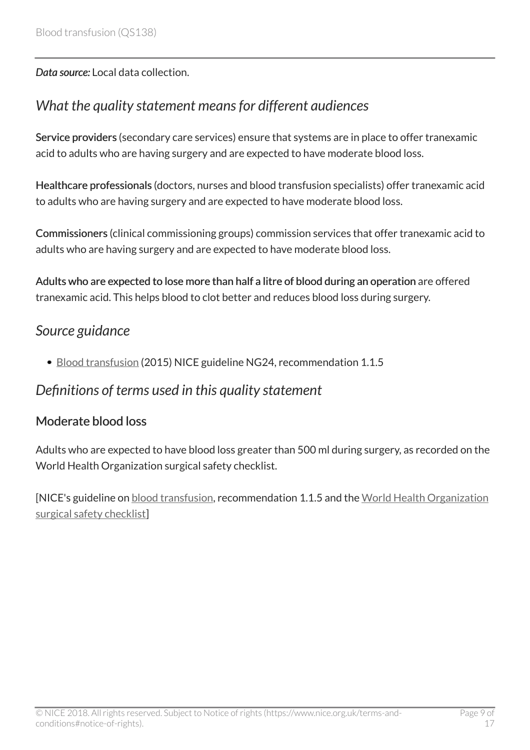*Data source:* Local data collection.

## *What the quality statement means for different audiences*

**Service providers** (secondary care services) ensure that systems are in place to offer tranexamic acid to adults who are having surgery and are expected to have moderate blood loss.

**Healthcare professionals** (doctors, nurses and blood transfusion specialists) offer tranexamic acid to adults who are having surgery and are expected to have moderate blood loss.

**Commissioners** (clinical commissioning groups) commission services that offer tranexamic acid to adults who are having surgery and are expected to have moderate blood loss.

**Adults who are expected to lose more than half a litre of blood during an operation** are offered tranexamic acid. This helps blood to clot better and reduces blood loss during surgery.

## *Source guidance*

- Blood transfusion (2015) NICE guideline NG24, recommendation 1.1.5

## *Definitions of terms used in this quality statement*

### Moderate blood loss

Adults who are expected to have blood loss greater than 500 ml during surgery, as recorded on the World Health Organization surgical safety checklist.

[NICE's guideline on blood transfusion, recommendation 1.1.5 and the World Health Organization surgical safety checklist]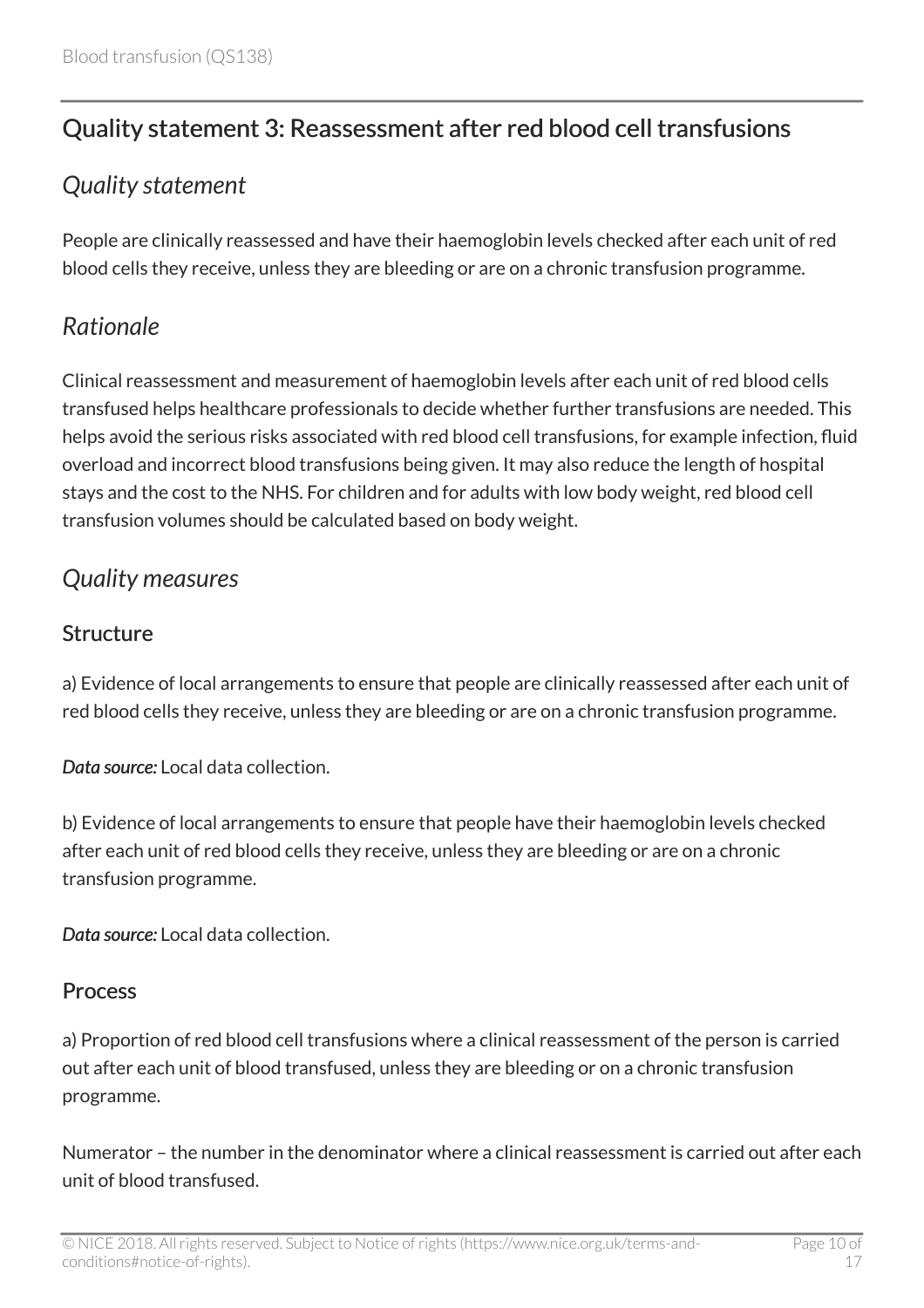## Quality statement 3: Reassessment after red blood cell transfusions

### *Quality statement*

People are clinically reassessed and have their haemoglobin levels checked after each unit of red blood cells they receive, unless they are bleeding or are on a chronic transfusion programme.

### *Rationale*

Clinical reassessment and measurement of haemoglobin levels after each unit of red blood cells transfused helps healthcare professionals to decide whether further transfusions are needed. This helps avoid the serious risks associated with red blood cell transfusions, for example infection, fluid overload and incorrect blood transfusions being given. It may also reduce the length of hospital stays and the cost to the NHS. For children and for adults with low body weight, red blood cell transfusion volumes should be calculated based on body weight.

### *Quality measures*

#### Structure

a) Evidence of local arrangements to ensure that people are clinically reassessed after each unit of red blood cells they receive, unless they are bleeding or are on a chronic transfusion programme.

***Data source:*** Local data collection.

b) Evidence of local arrangements to ensure that people have their haemoglobin levels checked after each unit of red blood cells they receive, unless they are bleeding or are on a chronic transfusion programme.

***Data source:*** Local data collection.

#### Process

a) Proportion of red blood cell transfusions where a clinical reassessment of the person is carried out after each unit of blood transfused, unless they are bleeding or on a chronic transfusion programme.

Numerator – the number in the denominator where a clinical reassessment is carried out after each unit of blood transfused.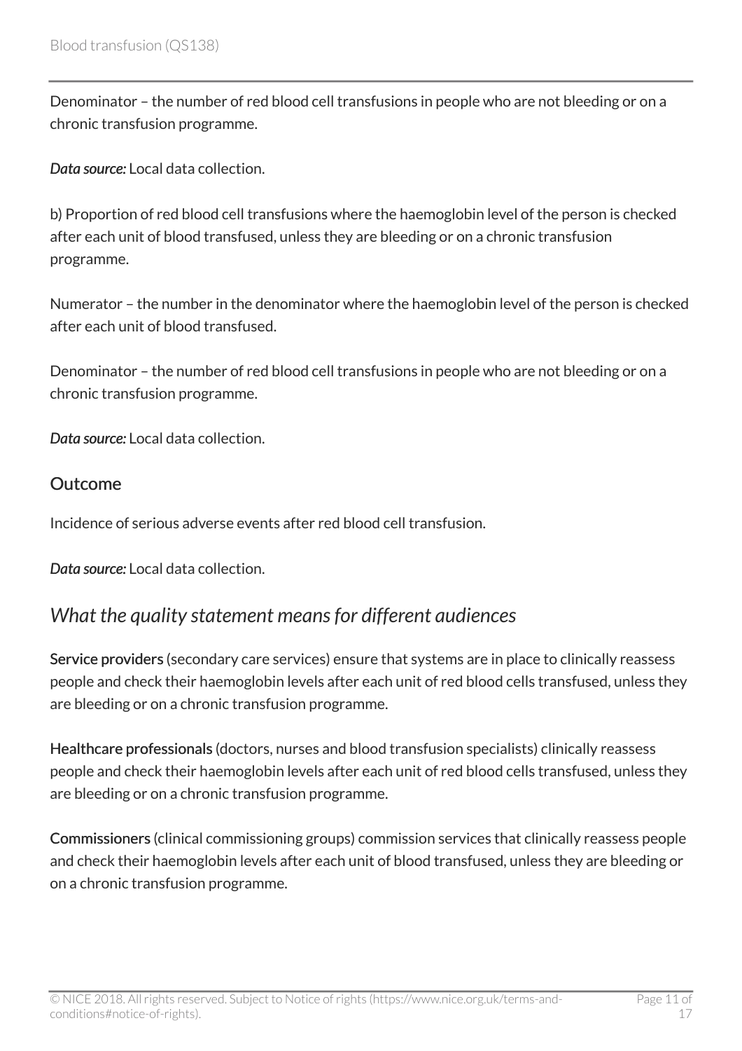Denominator – the number of red blood cell transfusions in people who are not bleeding or on a chronic transfusion programme.

*Data source:* Local data collection.

b) Proportion of red blood cell transfusions where the haemoglobin level of the person is checked after each unit of blood transfused, unless they are bleeding or on a chronic transfusion programme.

Numerator – the number in the denominator where the haemoglobin level of the person is checked after each unit of blood transfused.

Denominator – the number of red blood cell transfusions in people who are not bleeding or on a chronic transfusion programme.

*Data source:* Local data collection.

### Outcome

Incidence of serious adverse events after red blood cell transfusion.

*Data source:* Local data collection.

## *What the quality statement means for different audiences*

**Service providers** (secondary care services) ensure that systems are in place to clinically reassess people and check their haemoglobin levels after each unit of red blood cells transfused, unless they are bleeding or on a chronic transfusion programme.

**Healthcare professionals** (doctors, nurses and blood transfusion specialists) clinically reassess people and check their haemoglobin levels after each unit of red blood cells transfused, unless they are bleeding or on a chronic transfusion programme.

**Commissioners** (clinical commissioning groups) commission services that clinically reassess people and check their haemoglobin levels after each unit of blood transfused, unless they are bleeding or on a chronic transfusion programme.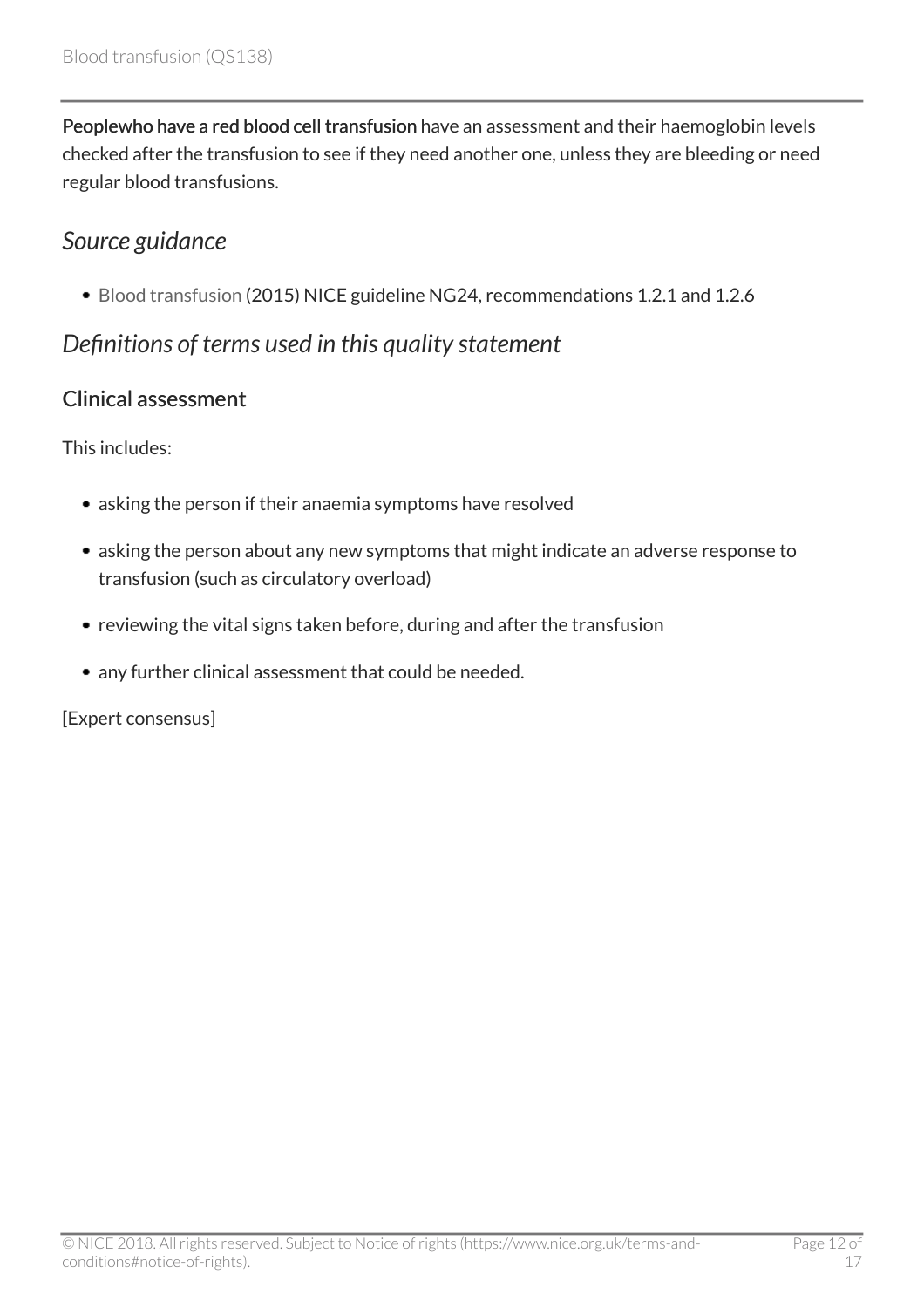**Peoplewho have a red blood cell transfusion** have an assessment and their haemoglobin levels checked after the transfusion to see if they need another one, unless they are bleeding or need regular blood transfusions.

## *Source guidance*

- Blood transfusion (2015) NICE guideline NG24, recommendations 1.2.1 and 1.2.6

## *Definitions of terms used in this quality statement*

### Clinical assessment

This includes:

- asking the person if their anaemia symptoms have resolved
- asking the person about any new symptoms that might indicate an adverse response to transfusion (such as circulatory overload)
- reviewing the vital signs taken before, during and after the transfusion
- any further clinical assessment that could be needed.

[Expert consensus]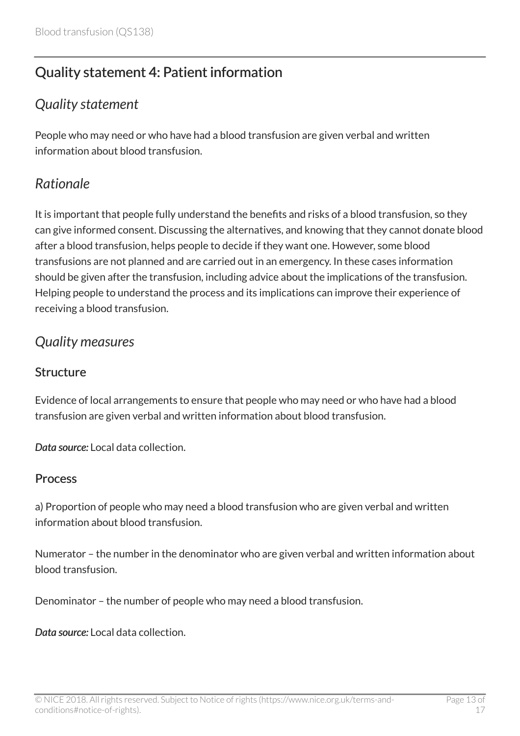## Quality statement 4: Patient information

### *Quality statement*

People who may need or who have had a blood transfusion are given verbal and written information about blood transfusion.

### *Rationale*

It is important that people fully understand the benefits and risks of a blood transfusion, so they can give informed consent. Discussing the alternatives, and knowing that they cannot donate blood after a blood transfusion, helps people to decide if they want one. However, some blood transfusions are not planned and are carried out in an emergency. In these cases information should be given after the transfusion, including advice about the implications of the transfusion. Helping people to understand the process and its implications can improve their experience of receiving a blood transfusion.

### *Quality measures*

#### Structure

Evidence of local arrangements to ensure that people who may need or who have had a blood transfusion are given verbal and written information about blood transfusion.

***Data source:*** Local data collection.

#### Process

a) Proportion of people who may need a blood transfusion who are given verbal and written information about blood transfusion.

Numerator – the number in the denominator who are given verbal and written information about blood transfusion.

Denominator – the number of people who may need a blood transfusion.

***Data source:*** Local data collection.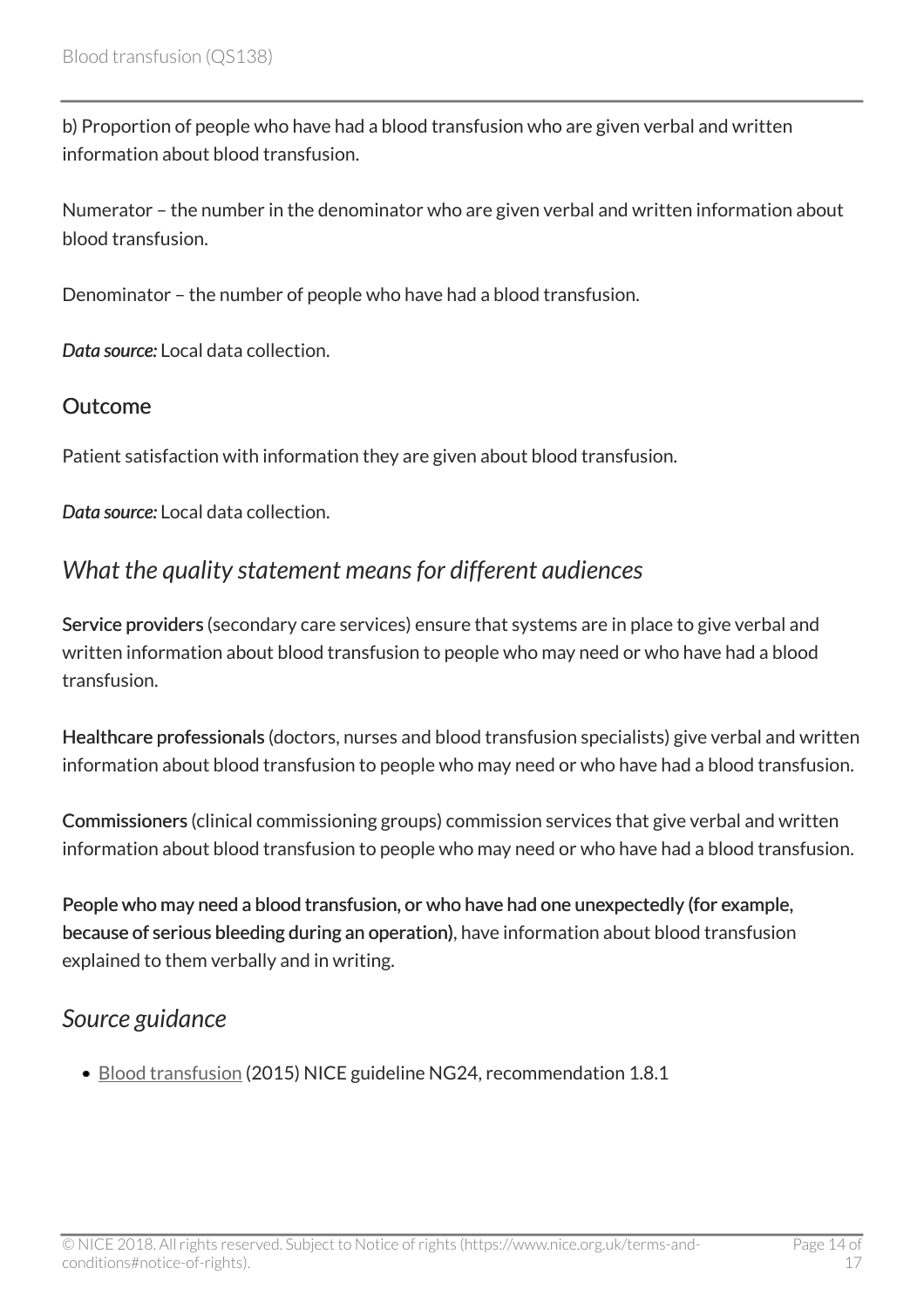b) Proportion of people who have had a blood transfusion who are given verbal and written information about blood transfusion.

Numerator – the number in the denominator who are given verbal and written information about blood transfusion.

Denominator – the number of people who have had a blood transfusion.

***Data source:*** Local data collection.

### Outcome

Patient satisfaction with information they are given about blood transfusion.

***Data source:*** Local data collection.

## *What the quality statement means for different audiences*

**Service providers** (secondary care services) ensure that systems are in place to give verbal and written information about blood transfusion to people who may need or who have had a blood transfusion.

**Healthcare professionals** (doctors, nurses and blood transfusion specialists) give verbal and written information about blood transfusion to people who may need or who have had a blood transfusion.

**Commissioners** (clinical commissioning groups) commission services that give verbal and written information about blood transfusion to people who may need or who have had a blood transfusion.

**People who may need a blood transfusion, or who have had one unexpectedly (for example, because of serious bleeding during an operation)**, have information about blood transfusion explained to them verbally and in writing.

## *Source guidance*

- Blood transfusion (2015) NICE guideline NG24, recommendation 1.8.1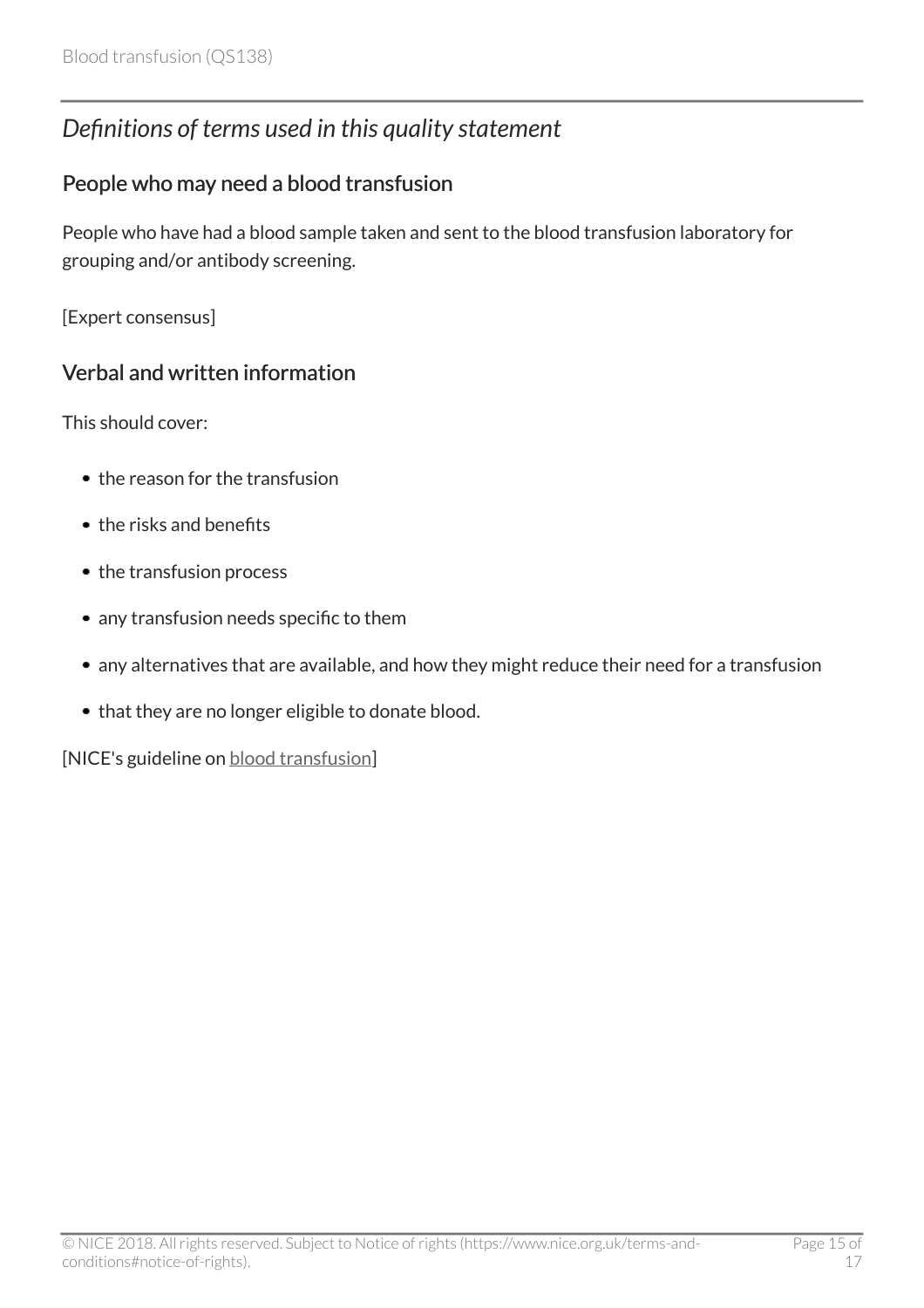## *Definitions of terms used in this quality statement*

### People who may need a blood transfusion

People who have had a blood sample taken and sent to the blood transfusion laboratory for grouping and/or antibody screening.

[Expert consensus]

### Verbal and written information

This should cover:

- the reason for the transfusion
- the risks and benefits
- the transfusion process
- any transfusion needs specific to them
- any alternatives that are available, and how they might reduce their need for a transfusion
- that they are no longer eligible to donate blood.

[NICE's guideline on blood transfusion]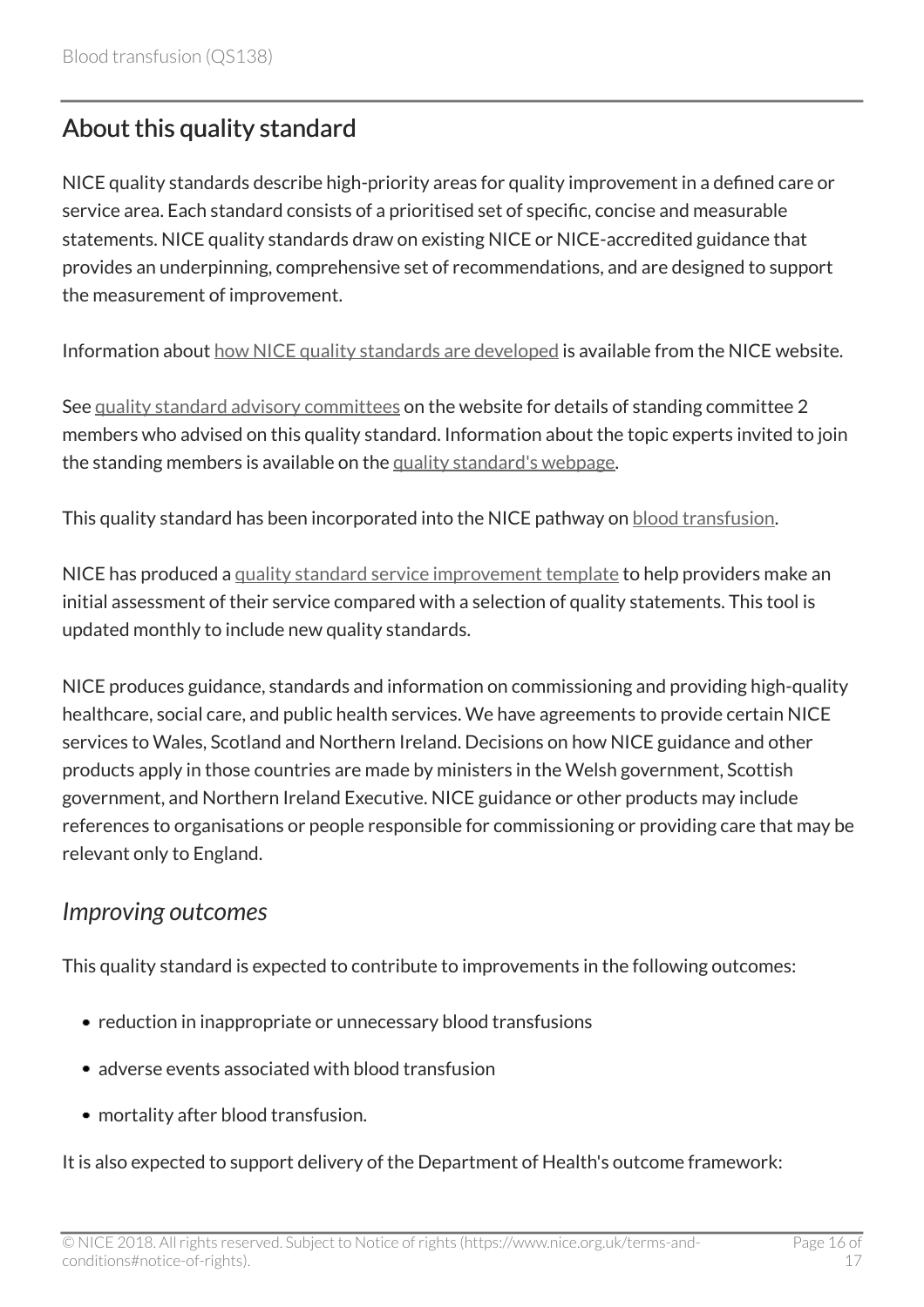## About this quality standard

NICE quality standards describe high-priority areas for quality improvement in a defined care or service area. Each standard consists of a prioritised set of specific, concise and measurable statements. NICE quality standards draw on existing NICE or NICE-accredited guidance that provides an underpinning, comprehensive set of recommendations, and are designed to support the measurement of improvement.

Information about how NICE quality standards are developed is available from the NICE website.

See quality standard advisory committees on the website for details of standing committee 2 members who advised on this quality standard. Information about the topic experts invited to join the standing members is available on the quality standard's webpage.

This quality standard has been incorporated into the NICE pathway on blood transfusion.

NICE has produced a quality standard service improvement template to help providers make an initial assessment of their service compared with a selection of quality statements. This tool is updated monthly to include new quality standards.

NICE produces guidance, standards and information on commissioning and providing high-quality healthcare, social care, and public health services. We have agreements to provide certain NICE services to Wales, Scotland and Northern Ireland. Decisions on how NICE guidance and other products apply in those countries are made by ministers in the Welsh government, Scottish government, and Northern Ireland Executive. NICE guidance or other products may include references to organisations or people responsible for commissioning or providing care that may be relevant only to England.

### *Improving outcomes*

This quality standard is expected to contribute to improvements in the following outcomes:

- reduction in inappropriate or unnecessary blood transfusions
- adverse events associated with blood transfusion
- mortality after blood transfusion.

It is also expected to support delivery of the Department of Health's outcome framework: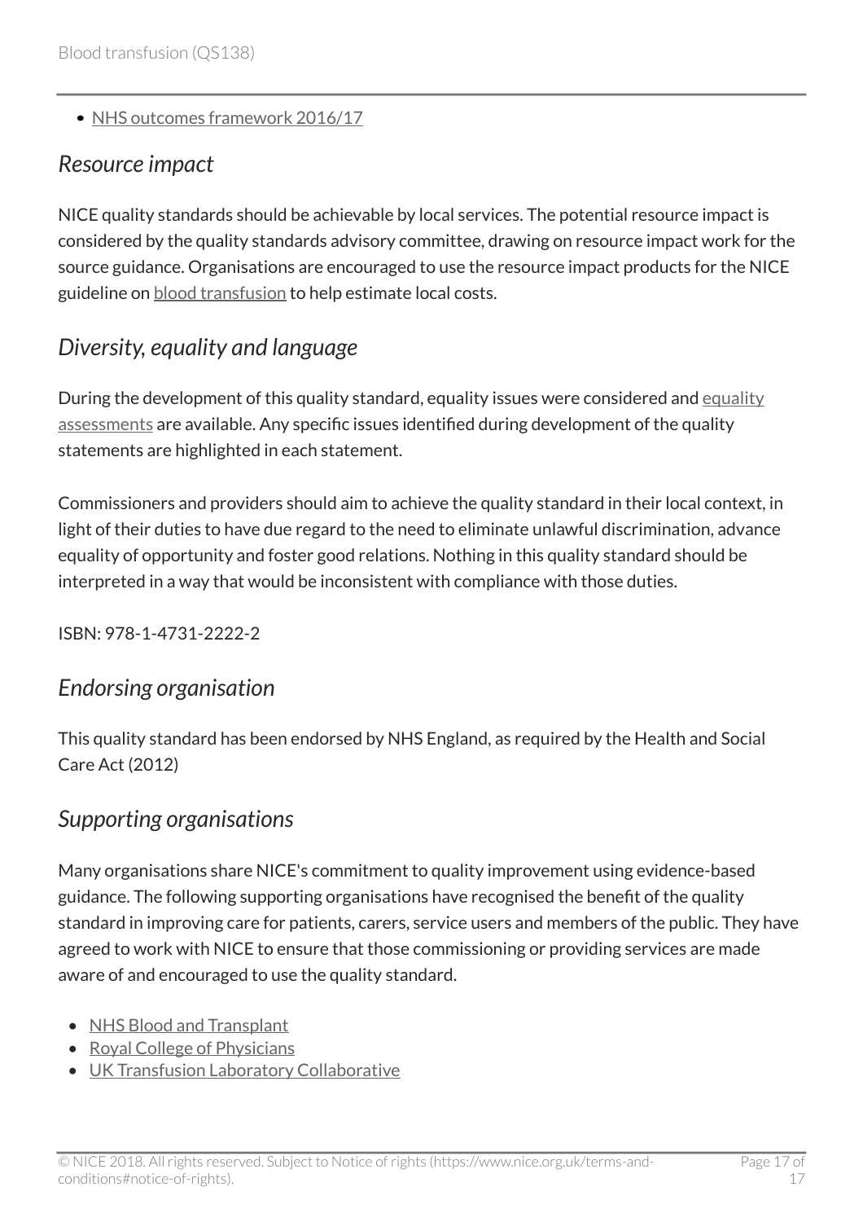- NHS outcomes framework 2016/17

### *Resource impact*

NICE quality standards should be achievable by local services. The potential resource impact is considered by the quality standards advisory committee, drawing on resource impact work for the source guidance. Organisations are encouraged to use the resource impact products for the NICE guideline on blood transfusion to help estimate local costs.

### *Diversity, equality and language*

During the development of this quality standard, equality issues were considered and equality assessments are available. Any specific issues identified during development of the quality statements are highlighted in each statement.

Commissioners and providers should aim to achieve the quality standard in their local context, in light of their duties to have due regard to the need to eliminate unlawful discrimination, advance equality of opportunity and foster good relations. Nothing in this quality standard should be interpreted in a way that would be inconsistent with compliance with those duties.

ISBN: 978-1-4731-2222-2

### *Endorsing organisation*

This quality standard has been endorsed by NHS England, as required by the Health and Social Care Act (2012)

### *Supporting organisations*

Many organisations share NICE's commitment to quality improvement using evidence-based guidance. The following supporting organisations have recognised the benefit of the quality standard in improving care for patients, carers, service users and members of the public. They have agreed to work with NICE to ensure that those commissioning or providing services are made aware of and encouraged to use the quality standard.

- NHS Blood and Transplant
- Royal College of Physicians
- UK Transfusion Laboratory Collaborative